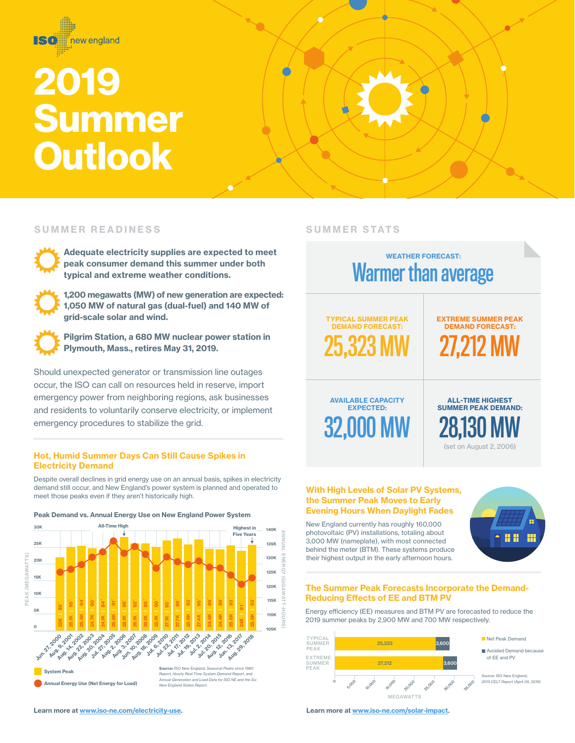ISO new england

# 2019 Summer Outlook

## SUMMER READINESS

**Adequate electricity supplies are expected to meet peak consumer demand this summer under both typical and extreme weather conditions.**

**1,200 megawatts (MW) of new generation are expected: 1,050 MW of natural gas (dual-fuel) and 140 MW of grid-scale solar and wind.**

**Pilgrim Station, a 680 MW nuclear power station in Plymouth, Mass., retires May 31, 2019.**

Should unexpected generator or transmission line outages occur, the ISO can call on resources held in reserve, import emergency power from neighboring regions, ask businesses and residents to voluntarily conserve electricity, or implement emergency procedures to stabilize the grid.

### Hot, Humid Summer Days Can Still Cause Spikes in Electricity Demand

Despite overall declines in grid energy use on an annual basis, spikes in electricity demand still occur, and New England's power system is planned and operated to meet those peaks even if they aren't historically high.

**Peak Demand vs. Annual Energy Use on New England Power System**

| Date | System Peak | Temperature (°F) |
|---|---|---|
| Jun. 27, 2000 | 22K | 85° |
| Aug. 9, 2001 | 25.1K | 95° |
| Aug. 14, 2002 | 25.4K | 94° |
| Aug. 22, 2003 | 24.7K | 90° |
| Jul. 30, 2004 | 24.1K | 84° |
| Jul. 27, 2005 | 26.9K | 91° |
| Aug. 2, 2006 (All-Time High) | 28.1K | 95° |
| Aug. 3, 2007 | 26.1K | 92° |
| Jun. 10, 2008 | 26.1K | 89° |
| Aug. 18, 2009 | 25.1K | 90° |
| Jul. 6, 2010 | 27.1K | 95° |
| Jul. 22, 2011 | 27.7K | 99° |
| Jul. 17, 2012 | 25.9K | 93° |
| Jul. 19, 2013 | 27.4K | 95° |
| Jul. 2, 2014 | 24.4K | 89° |
| Jul. 20, 2015 | 24.4K | 89° |
| Aug. 12, 2016 | 25.6K | 93° |
| Jun. 13, 2017 | 24K | 91° |
| Aug. 29, 2018 (Highest in Five Years) | 25.9K | 93° |

System Peak — Peak (Megawatts); Annual Energy Use (Net Energy for Load) — Annual Energy (Gigawatt-hours)

**Source:** ISO New England, *Seasonal Peaks since 1980 Report, Hourly Real-Time System Demand Report,* and *Annual Generation and Load Data for ISO NE and the Six New England States Report.*

Learn more at www.iso-ne.com/electricity-use.

## SUMMER STATS

**WEATHER FORECAST:** Warmer than average

| TYPICAL SUMMER PEAK DEMAND FORECAST: | EXTREME SUMMER PEAK DEMAND FORECAST: |
|---|---|
| 25,323 MW | 27,212 MW |
| **AVAILABLE CAPACITY EXPECTED:** | **ALL-TIME HIGHEST SUMMER PEAK DEMAND:** |
| 32,000 MW | 28,130 MW (set on August 2, 2006) |

### With High Levels of Solar PV Systems, the Summer Peak Moves to Early Evening Hours When Daylight Fades

New England currently has roughly 160,000 photovoltaic (PV) installations, totaling about 3,000 MW (nameplate), with most connected behind the meter (BTM). These systems produce their highest output in the early afternoon hours.

### The Summer Peak Forecasts Incorporate the Demand-Reducing Effects of EE and BTM PV

Energy efficiency (EE) measures and BTM PV are forecasted to reduce the 2019 summer peaks by 2,900 MW and 700 MW respectively.

| | Net Peak Demand (MW) | Avoided Demand because of EE and PV (MW) |
|---|---|---|
| Typical Summer Peak | 25,323 | 3,600 |
| Extreme Summer Peak | 27,212 | 3,600 |

Source: ISO New England, *2019 CELT Report* (April 30, 2019)

Learn more at www.iso-ne.com/solar-impact.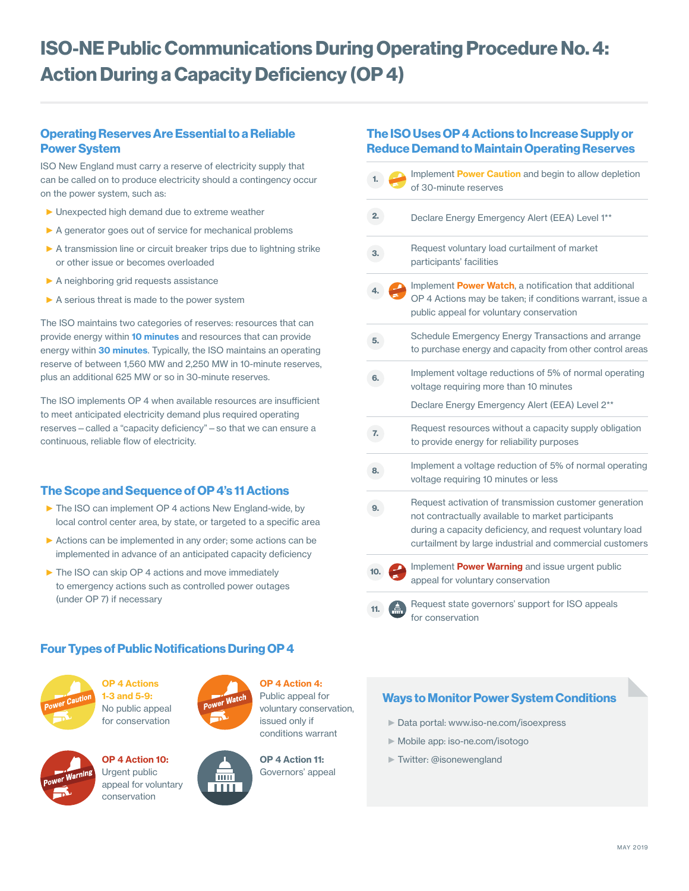# ISO-NE Public Communications During Operating Procedure No. 4: Action During a Capacity Deficiency (OP 4)

## Operating Reserves Are Essential to a Reliable Power System

ISO New England must carry a reserve of electricity supply that can be called on to produce electricity should a contingency occur on the power system, such as:

- Unexpected high demand due to extreme weather
- A generator goes out of service for mechanical problems
- A transmission line or circuit breaker trips due to lightning strike or other issue or becomes overloaded
- A neighboring grid requests assistance
- A serious threat is made to the power system

The ISO maintains two categories of reserves: resources that can provide energy within **10 minutes** and resources that can provide energy within **30 minutes**. Typically, the ISO maintains an operating reserve of between 1,560 MW and 2,250 MW in 10-minute reserves, plus an additional 625 MW or so in 30-minute reserves.

The ISO implements OP 4 when available resources are insufficient to meet anticipated electricity demand plus required operating reserves – called a "capacity deficiency" – so that we can ensure a continuous, reliable flow of electricity.

## The Scope and Sequence of OP 4's 11 Actions

- The ISO can implement OP 4 actions New England-wide, by local control center area, by state, or targeted to a specific area
- Actions can be implemented in any order; some actions can be implemented in advance of an anticipated capacity deficiency
- The ISO can skip OP 4 actions and move immediately to emergency actions such as controlled power outages (under OP 7) if necessary

## The ISO Uses OP 4 Actions to Increase Supply or Reduce Demand to Maintain Operating Reserves

1. Implement **Power Caution** and begin to allow depletion of 30-minute reserves
2. Declare Energy Emergency Alert (EEA) Level 1**
3. Request voluntary load curtailment of market participants' facilities
4. Implement **Power Watch**, a notification that additional OP 4 Actions may be taken; if conditions warrant, issue a public appeal for voluntary conservation
5. Schedule Emergency Energy Transactions and arrange to purchase energy and capacity from other control areas
6. Implement voltage reductions of 5% of normal operating voltage requiring more than 10 minutes

   Declare Energy Emergency Alert (EEA) Level 2**
7. Request resources without a capacity supply obligation to provide energy for reliability purposes
8. Implement a voltage reduction of 5% of normal operating voltage requiring 10 minutes or less
9. Request activation of transmission customer generation not contractually available to market participants during a capacity deficiency, and request voluntary load curtailment by large industrial and commercial customers
10. Implement **Power Warning** and issue urgent public appeal for voluntary conservation
11. Request state governors' support for ISO appeals for conservation

## Four Types of Public Notifications During OP 4

**Power Caution** — **OP 4 Actions 1-3 and 5-9:** No public appeal for conservation

**Power Watch** — **OP 4 Action 4:** Public appeal for voluntary conservation, issued only if conditions warrant

**Power Warning** — **OP 4 Action 10:** Urgent public appeal for voluntary conservation

**OP 4 Action 11:** Governors' appeal

## Ways to Monitor Power System Conditions

- Data portal: www.iso-ne.com/isoexpress
- Mobile app: iso-ne.com/isotogo
- Twitter: @isonewengland

MAY 2019